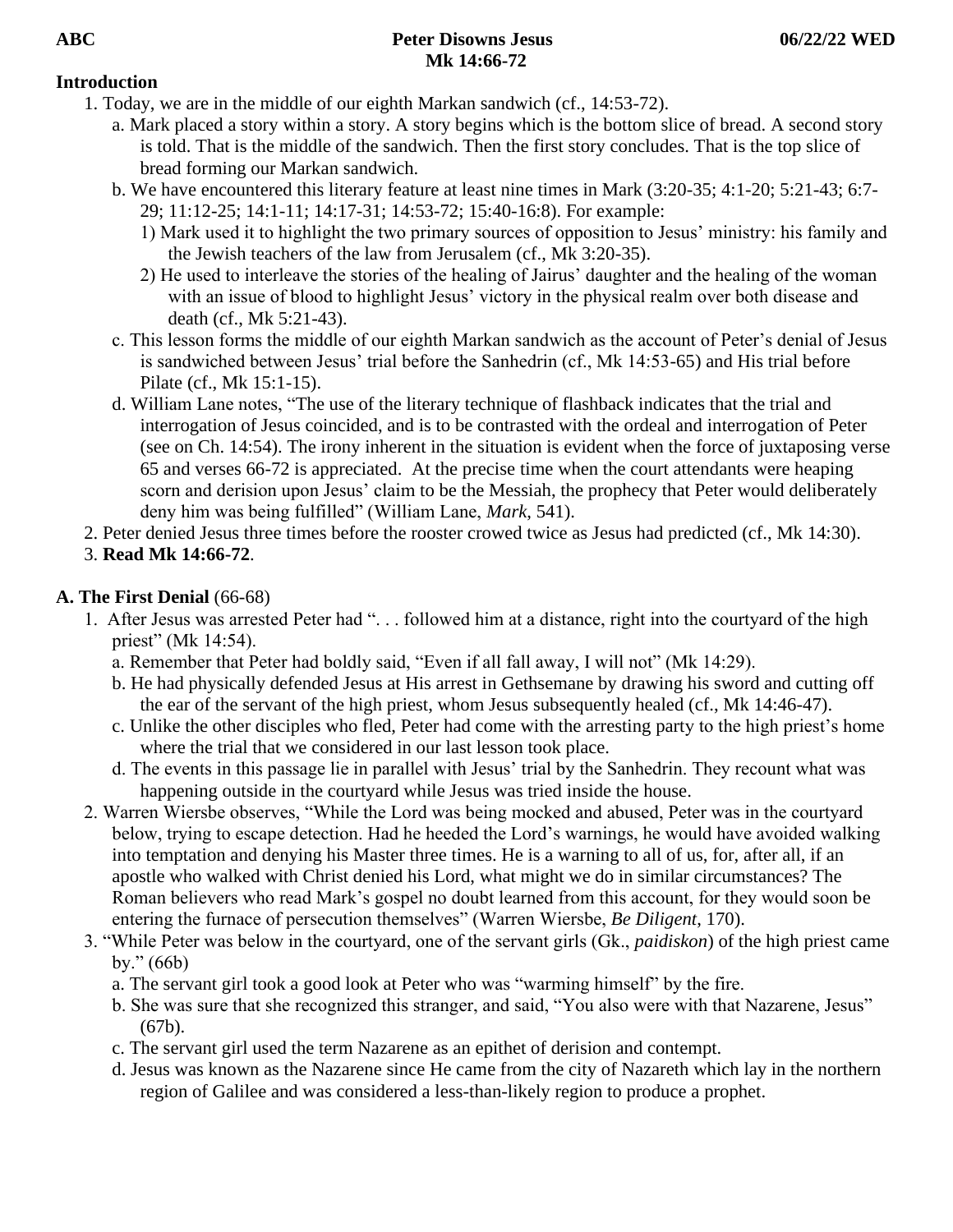**ABC** **Peter Disowns Jesus** **06/22/22 WED**

**Mk 14:66-72**

**Introduction**

1. Today, we are in the middle of our eighth Markan sandwich (cf., 14:53-72).
   a. Mark placed a story within a story. A story begins which is the bottom slice of bread. A second story is told. That is the middle of the sandwich. Then the first story concludes. That is the top slice of bread forming our Markan sandwich.
   b. We have encountered this literary feature at least nine times in Mark (3:20-35; 4:1-20; 5:21-43; 6:7-29; 11:12-25; 14:1-11; 14:17-31; 14:53-72; 15:40-16:8). For example:
      1) Mark used it to highlight the two primary sources of opposition to Jesus' ministry: his family and the Jewish teachers of the law from Jerusalem (cf., Mk 3:20-35).
      2) He used to interleave the stories of the healing of Jairus' daughter and the healing of the woman with an issue of blood to highlight Jesus' victory in the physical realm over both disease and death (cf., Mk 5:21-43).
   c. This lesson forms the middle of our eighth Markan sandwich as the account of Peter's denial of Jesus is sandwiched between Jesus' trial before the Sanhedrin (cf., Mk 14:53-65) and His trial before Pilate (cf., Mk 15:1-15).
   d. William Lane notes, "The use of the literary technique of flashback indicates that the trial and interrogation of Jesus coincided, and is to be contrasted with the ordeal and interrogation of Peter (see on Ch. 14:54). The irony inherent in the situation is evident when the force of juxtaposing verse 65 and verses 66-72 is appreciated. At the precise time when the court attendants were heaping scorn and derision upon Jesus' claim to be the Messiah, the prophecy that Peter would deliberately deny him was being fulfilled" (William Lane, *Mark*, 541).
2. Peter denied Jesus three times before the rooster crowed twice as Jesus had predicted (cf., Mk 14:30).
3. **Read Mk 14:66-72**.

**A. The First Denial** (66-68)

1. After Jesus was arrested Peter had ". . . followed him at a distance, right into the courtyard of the high priest" (Mk 14:54).
   a. Remember that Peter had boldly said, "Even if all fall away, I will not" (Mk 14:29).
   b. He had physically defended Jesus at His arrest in Gethsemane by drawing his sword and cutting off the ear of the servant of the high priest, whom Jesus subsequently healed (cf., Mk 14:46-47).
   c. Unlike the other disciples who fled, Peter had come with the arresting party to the high priest's home where the trial that we considered in our last lesson took place.
   d. The events in this passage lie in parallel with Jesus' trial by the Sanhedrin. They recount what was happening outside in the courtyard while Jesus was tried inside the house.
2. Warren Wiersbe observes, "While the Lord was being mocked and abused, Peter was in the courtyard below, trying to escape detection. Had he heeded the Lord's warnings, he would have avoided walking into temptation and denying his Master three times. He is a warning to all of us, for, after all, if an apostle who walked with Christ denied his Lord, what might we do in similar circumstances? The Roman believers who read Mark's gospel no doubt learned from this account, for they would soon be entering the furnace of persecution themselves" (Warren Wiersbe, *Be Diligent*, 170).
3. "While Peter was below in the courtyard, one of the servant girls (Gk., *paidiskon*) of the high priest came by." (66b)
   a. The servant girl took a good look at Peter who was "warming himself" by the fire.
   b. She was sure that she recognized this stranger, and said, "You also were with that Nazarene, Jesus" (67b).
   c. The servant girl used the term Nazarene as an epithet of derision and contempt.
   d. Jesus was known as the Nazarene since He came from the city of Nazareth which lay in the northern region of Galilee and was considered a less-than-likely region to produce a prophet.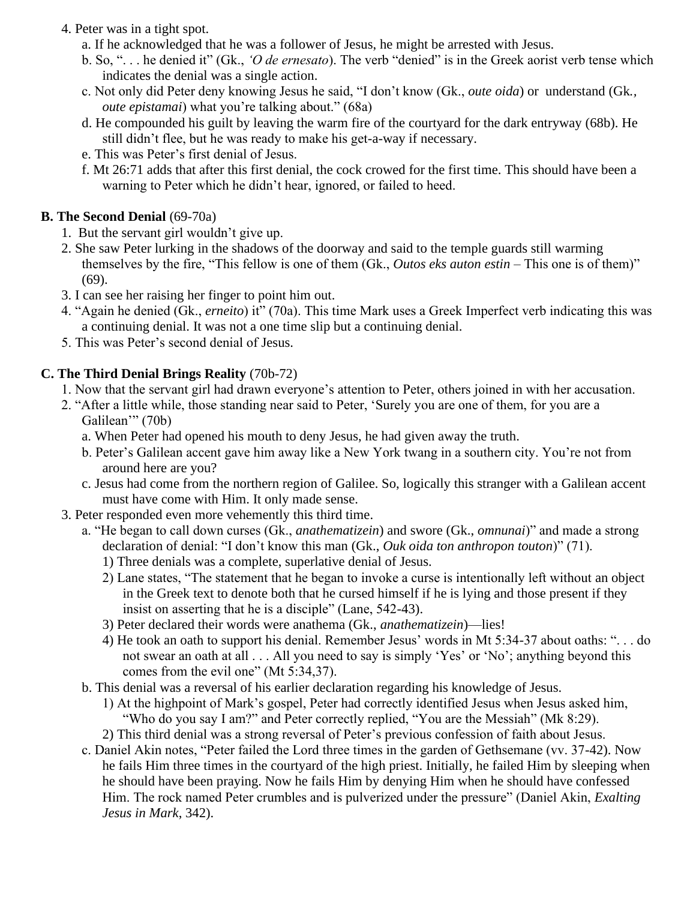4. Peter was in a tight spot.
   a. If he acknowledged that he was a follower of Jesus, he might be arrested with Jesus.
   b. So, ". . . he denied it" (Gk., *'O de ernesato*). The verb "denied" is in the Greek aorist verb tense which indicates the denial was a single action.
   c. Not only did Peter deny knowing Jesus he said, "I don't know (Gk., *oute oida*) or understand (Gk., *oute epistamai*) what you're talking about." (68a)
   d. He compounded his guilt by leaving the warm fire of the courtyard for the dark entryway (68b). He still didn't flee, but he was ready to make his get-a-way if necessary.
   e. This was Peter's first denial of Jesus.
   f. Mt 26:71 adds that after this first denial, the cock crowed for the first time. This should have been a warning to Peter which he didn't hear, ignored, or failed to heed.

**B. The Second Denial** (69-70a)

1. But the servant girl wouldn't give up.
2. She saw Peter lurking in the shadows of the doorway and said to the temple guards still warming themselves by the fire, "This fellow is one of them (Gk., *Outos eks auton estin* – This one is of them)" (69).
3. I can see her raising her finger to point him out.
4. "Again he denied (Gk., *erneito*) it" (70a). This time Mark uses a Greek Imperfect verb indicating this was a continuing denial. It was not a one time slip but a continuing denial.
5. This was Peter's second denial of Jesus.

**C. The Third Denial Brings Reality** (70b-72)

1. Now that the servant girl had drawn everyone's attention to Peter, others joined in with her accusation.
2. "After a little while, those standing near said to Peter, 'Surely you are one of them, for you are a Galilean'" (70b)
   a. When Peter had opened his mouth to deny Jesus, he had given away the truth.
   b. Peter's Galilean accent gave him away like a New York twang in a southern city. You're not from around here are you?
   c. Jesus had come from the northern region of Galilee. So, logically this stranger with a Galilean accent must have come with Him. It only made sense.
3. Peter responded even more vehemently this third time.
   a. "He began to call down curses (Gk., *anathematizein*) and swore (Gk., *omnunai*)" and made a strong declaration of denial: "I don't know this man (Gk., *Ouk oida ton anthropon touton*)" (71).
      1) Three denials was a complete, superlative denial of Jesus.
      2) Lane states, "The statement that he began to invoke a curse is intentionally left without an object in the Greek text to denote both that he cursed himself if he is lying and those present if they insist on asserting that he is a disciple" (Lane, 542-43).
      3) Peter declared their words were anathema (Gk., *anathematizein*)—lies!
      4) He took an oath to support his denial. Remember Jesus' words in Mt 5:34-37 about oaths: ". . . do not swear an oath at all . . . All you need to say is simply 'Yes' or 'No'; anything beyond this comes from the evil one" (Mt 5:34,37).
   b. This denial was a reversal of his earlier declaration regarding his knowledge of Jesus.
      1) At the highpoint of Mark's gospel, Peter had correctly identified Jesus when Jesus asked him, "Who do you say I am?" and Peter correctly replied, "You are the Messiah" (Mk 8:29).
      2) This third denial was a strong reversal of Peter's previous confession of faith about Jesus.
   c. Daniel Akin notes, "Peter failed the Lord three times in the garden of Gethsemane (vv. 37-42). Now he fails Him three times in the courtyard of the high priest. Initially, he failed Him by sleeping when he should have been praying. Now he fails Him by denying Him when he should have confessed Him. The rock named Peter crumbles and is pulverized under the pressure" (Daniel Akin, *Exalting Jesus in Mark*, 342).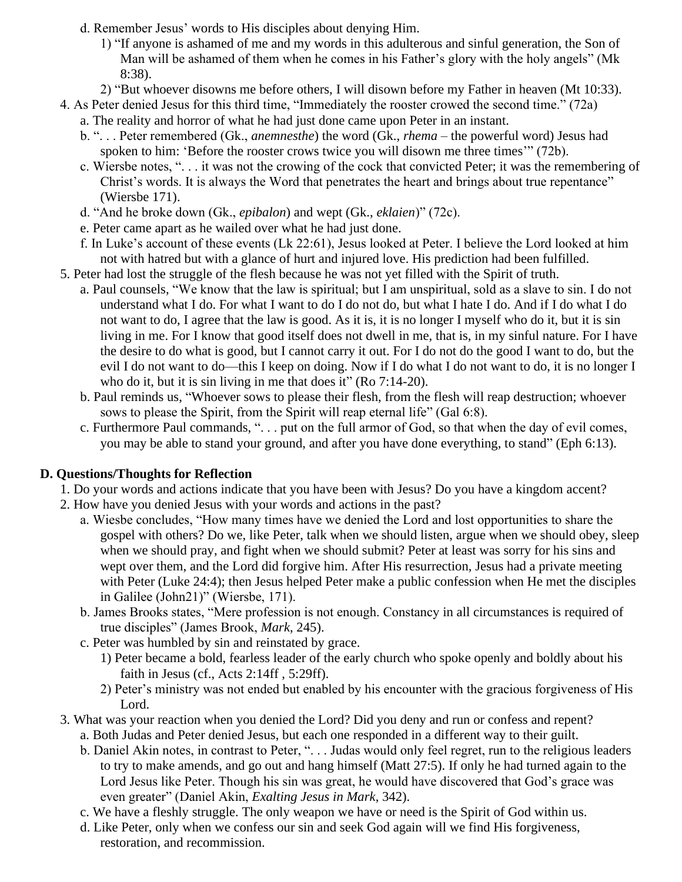d. Remember Jesus' words to His disciples about denying Him.

1) "If anyone is ashamed of me and my words in this adulterous and sinful generation, the Son of Man will be ashamed of them when he comes in his Father's glory with the holy angels" (Mk 8:38).

2) "But whoever disowns me before others, I will disown before my Father in heaven (Mt 10:33).

4. As Peter denied Jesus for this third time, "Immediately the rooster crowed the second time." (72a)

a. The reality and horror of what he had just done came upon Peter in an instant.

b. ". . . Peter remembered (Gk., *anemnesthe*) the word (Gk., *rhema* – the powerful word) Jesus had spoken to him: 'Before the rooster crows twice you will disown me three times'" (72b).

c. Wiersbe notes, ". . . it was not the crowing of the cock that convicted Peter; it was the remembering of Christ's words. It is always the Word that penetrates the heart and brings about true repentance" (Wiersbe 171).

d. "And he broke down (Gk., *epibalon*) and wept (Gk., *eklaien*)" (72c).

e. Peter came apart as he wailed over what he had just done.

f. In Luke's account of these events (Lk 22:61), Jesus looked at Peter. I believe the Lord looked at him not with hatred but with a glance of hurt and injured love. His prediction had been fulfilled.

5. Peter had lost the struggle of the flesh because he was not yet filled with the Spirit of truth.

a. Paul counsels, "We know that the law is spiritual; but I am unspiritual, sold as a slave to sin. I do not understand what I do. For what I want to do I do not do, but what I hate I do. And if I do what I do not want to do, I agree that the law is good. As it is, it is no longer I myself who do it, but it is sin living in me. For I know that good itself does not dwell in me, that is, in my sinful nature. For I have the desire to do what is good, but I cannot carry it out. For I do not do the good I want to do, but the evil I do not want to do—this I keep on doing. Now if I do what I do not want to do, it is no longer I who do it, but it is sin living in me that does it" (Ro 7:14-20).

b. Paul reminds us, "Whoever sows to please their flesh, from the flesh will reap destruction; whoever sows to please the Spirit, from the Spirit will reap eternal life" (Gal 6:8).

c. Furthermore Paul commands, ". . . put on the full armor of God, so that when the day of evil comes, you may be able to stand your ground, and after you have done everything, to stand" (Eph 6:13).

## D. Questions/Thoughts for Reflection

1. Do your words and actions indicate that you have been with Jesus? Do you have a kingdom accent?

2. How have you denied Jesus with your words and actions in the past?

a. Wiesbe concludes, "How many times have we denied the Lord and lost opportunities to share the gospel with others? Do we, like Peter, talk when we should listen, argue when we should obey, sleep when we should pray, and fight when we should submit? Peter at least was sorry for his sins and wept over them, and the Lord did forgive him. After His resurrection, Jesus had a private meeting with Peter (Luke 24:4); then Jesus helped Peter make a public confession when He met the disciples in Galilee (John21)" (Wiersbe, 171).

b. James Brooks states, "Mere profession is not enough. Constancy in all circumstances is required of true disciples" (James Brook, *Mark*, 245).

c. Peter was humbled by sin and reinstated by grace.

1) Peter became a bold, fearless leader of the early church who spoke openly and boldly about his faith in Jesus (cf., Acts 2:14ff , 5:29ff).

2) Peter's ministry was not ended but enabled by his encounter with the gracious forgiveness of His Lord.

3. What was your reaction when you denied the Lord? Did you deny and run or confess and repent?

a. Both Judas and Peter denied Jesus, but each one responded in a different way to their guilt.

b. Daniel Akin notes, in contrast to Peter, ". . . Judas would only feel regret, run to the religious leaders to try to make amends, and go out and hang himself (Matt 27:5). If only he had turned again to the Lord Jesus like Peter. Though his sin was great, he would have discovered that God's grace was even greater" (Daniel Akin, *Exalting Jesus in Mark*, 342).

c. We have a fleshly struggle. The only weapon we have or need is the Spirit of God within us.

d. Like Peter, only when we confess our sin and seek God again will we find His forgiveness, restoration, and recommission.